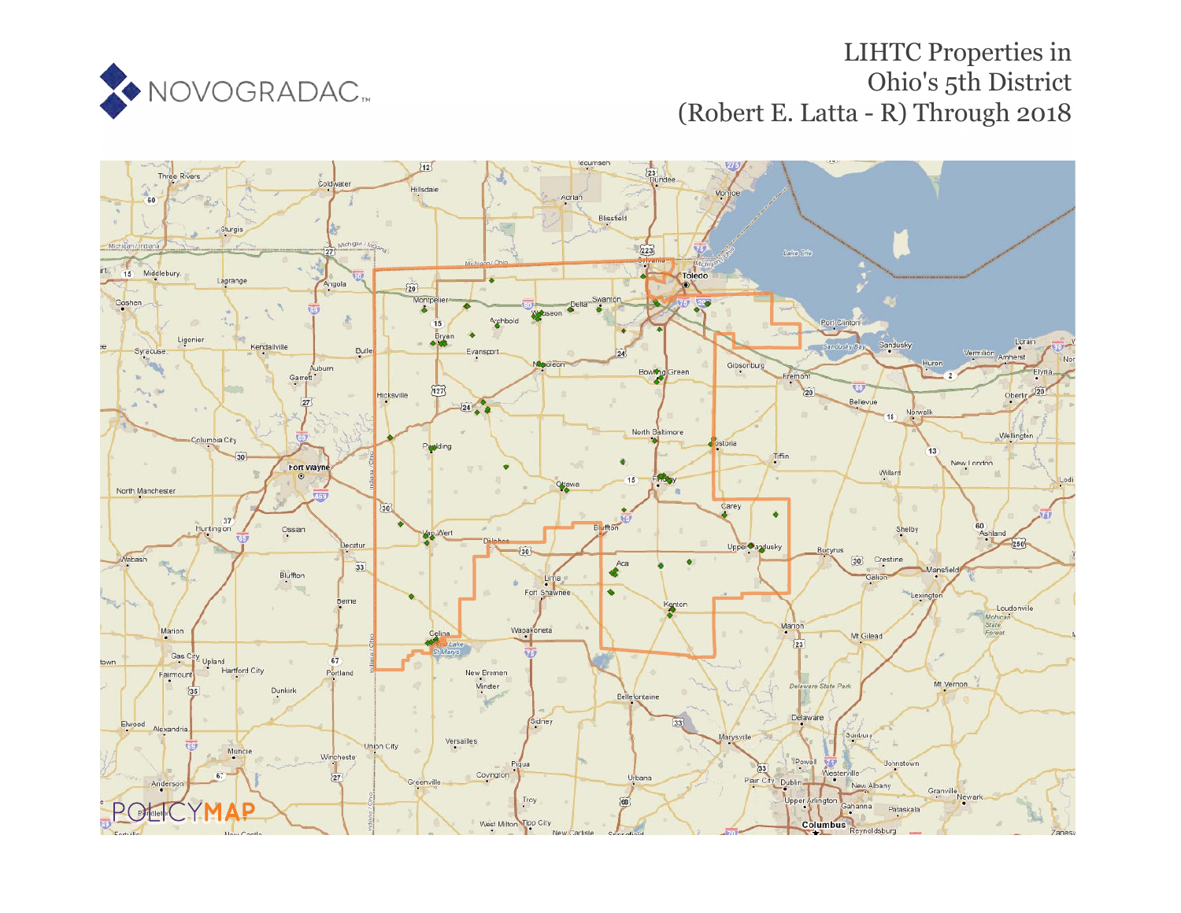# LIHTC Properties in Ohio's 5th District (Robert E. Latta - R) Through 2018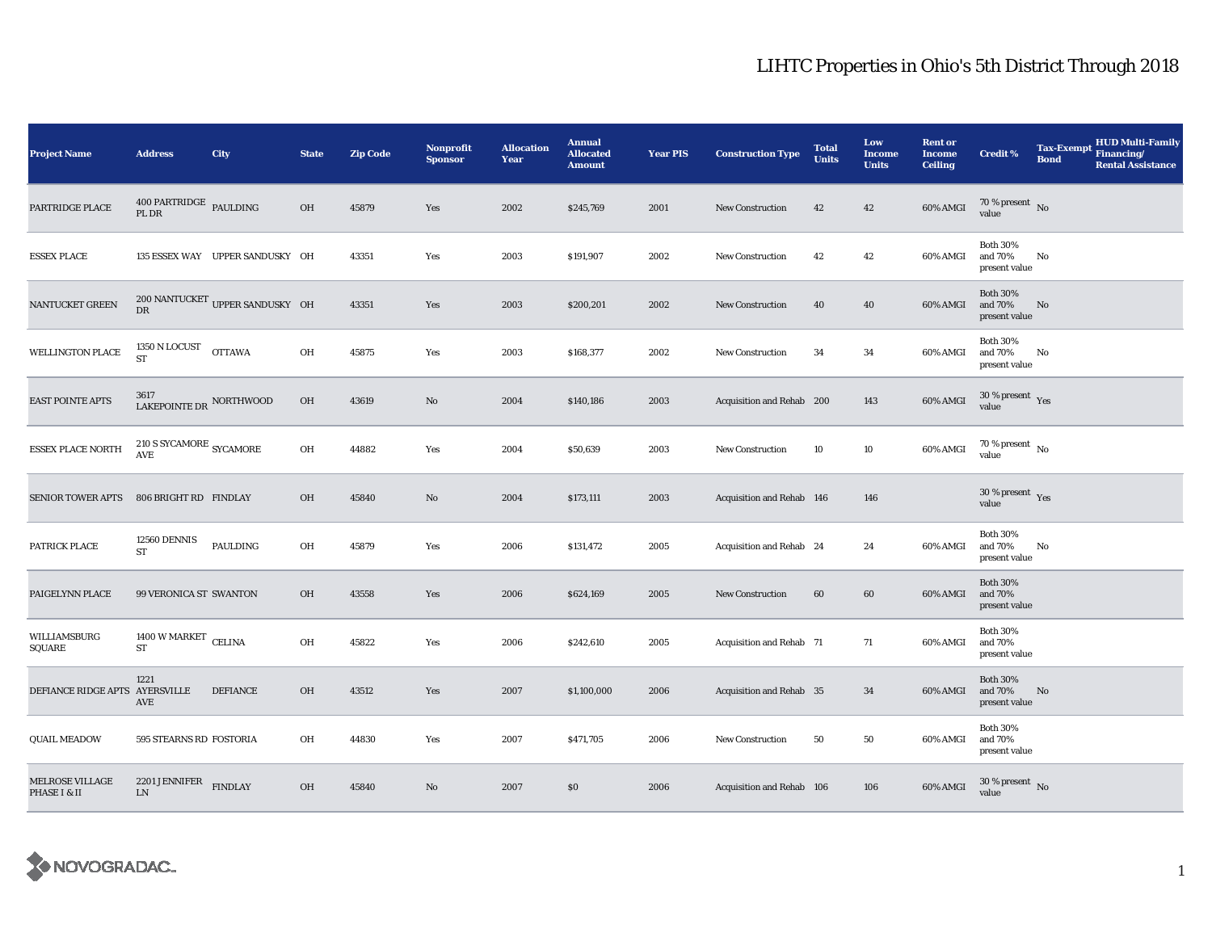# LIHTC Properties in Ohio's 5th District Through 2018

| Project Name | Address | City | State | Zip Code | Nonprofit Sponsor | Allocation Year | Annual Allocated Amount | Year PIS | Construction Type | Total Units | Low Income Units | Rent or Income Ceiling | Credit % | Tax-Exempt Bond | HUD Multi-Family Financing/ Rental Assistance |
|---|---|---|---|---|---|---|---|---|---|---|---|---|---|---|---|
| PARTRIDGE PLACE | 400 PARTRIDGE PL DR | PAULDING | OH | 45879 | Yes | 2002 | $245,769 | 2001 | New Construction | 42 | 42 | 60% AMGI | 70 % present value | No | |
| ESSEX PLACE | 135 ESSEX WAY | UPPER SANDUSKY | OH | 43351 | Yes | 2003 | $191,907 | 2002 | New Construction | 42 | 42 | 60% AMGI | Both 30% and 70% present value | No | |
| NANTUCKET GREEN | 200 NANTUCKET DR | UPPER SANDUSKY | OH | 43351 | Yes | 2003 | $200,201 | 2002 | New Construction | 40 | 40 | 60% AMGI | Both 30% and 70% present value | No | |
| WELLINGTON PLACE | 1350 N LOCUST ST | OTTAWA | OH | 45875 | Yes | 2003 | $168,377 | 2002 | New Construction | 34 | 34 | 60% AMGI | Both 30% and 70% present value | No | |
| EAST POINTE APTS | 3617 LAKEPOINTE DR | NORTHWOOD | OH | 43619 | No | 2004 | $140,186 | 2003 | Acquisition and Rehab | 200 | 143 | 60% AMGI | 30 % present value | Yes | |
| ESSEX PLACE NORTH | 210 S SYCAMORE AVE | SYCAMORE | OH | 44882 | Yes | 2004 | $50,639 | 2003 | New Construction | 10 | 10 | 60% AMGI | 70 % present value | No | |
| SENIOR TOWER APTS | 806 BRIGHT RD | FINDLAY | OH | 45840 | No | 2004 | $173,111 | 2003 | Acquisition and Rehab | 146 | 146 | | 30 % present value | Yes | |
| PATRICK PLACE | 12560 DENNIS ST | PAULDING | OH | 45879 | Yes | 2006 | $131,472 | 2005 | Acquisition and Rehab | 24 | 24 | 60% AMGI | Both 30% and 70% present value | No | |
| PAIGELYNN PLACE | 99 VERONICA ST | SWANTON | OH | 43558 | Yes | 2006 | $624,169 | 2005 | New Construction | 60 | 60 | 60% AMGI | Both 30% and 70% present value | | |
| WILLIAMSBURG SQUARE | 1400 W MARKET ST | CELINA | OH | 45822 | Yes | 2006 | $242,610 | 2005 | Acquisition and Rehab | 71 | 71 | 60% AMGI | Both 30% and 70% present value | | |
| DEFIANCE RIDGE APTS | 1221 AYERSVILLE AVE | DEFIANCE | OH | 43512 | Yes | 2007 | $1,100,000 | 2006 | Acquisition and Rehab | 35 | 34 | 60% AMGI | Both 30% and 70% present value | No | |
| QUAIL MEADOW | 595 STEARNS RD | FOSTORIA | OH | 44830 | Yes | 2007 | $471,705 | 2006 | New Construction | 50 | 50 | 60% AMGI | Both 30% and 70% present value | | |
| MELROSE VILLAGE PHASE I & II | 2201 JENNIFER LN | FINDLAY | OH | 45840 | No | 2007 | $0 | 2006 | Acquisition and Rehab | 106 | 106 | 60% AMGI | 30 % present value | No | |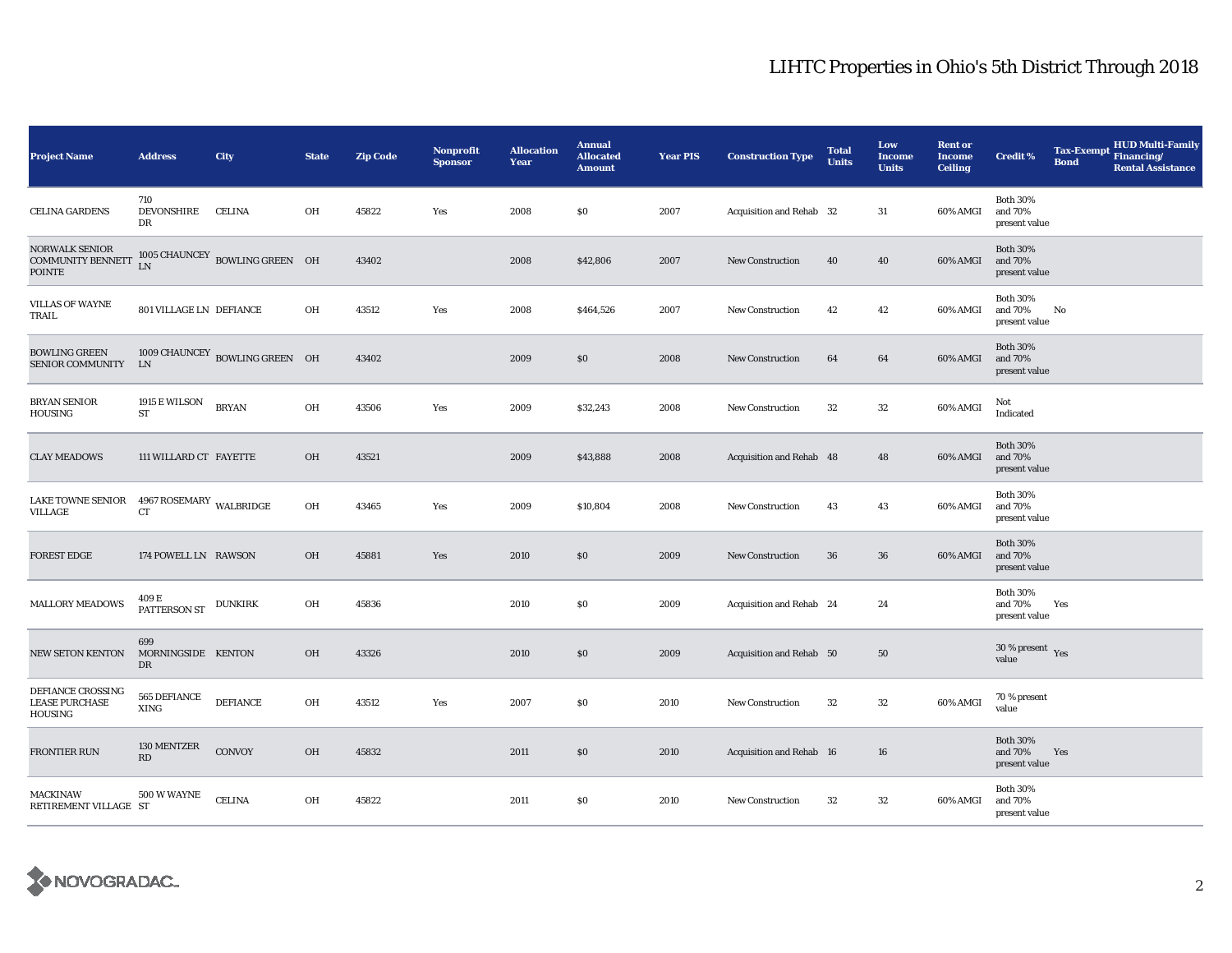# LIHTC Properties in Ohio's 5th District Through 2018

| Project Name | Address | City | State | Zip Code | Nonprofit Sponsor | Allocation Year | Annual Allocated Amount | Year PIS | Construction Type | Total Units | Low Income Units | Rent or Income Ceiling | Credit % | Tax-Exempt Bond | HUD Multi-Family Financing/ Rental Assistance |
|---|---|---|---|---|---|---|---|---|---|---|---|---|---|---|---|
| CELINA GARDENS | 710 DEVONSHIRE DR | CELINA | OH | 45822 | Yes | 2008 | $0 | 2007 | Acquisition and Rehab | 32 | 31 | 60% AMGI | Both 30% and 70% present value | | |
| NORWALK SENIOR COMMUNITY BENNETT POINTE | 1005 CHAUNCEY LN | BOWLING GREEN | OH | 43402 | | 2008 | $42,806 | 2007 | New Construction | 40 | 40 | 60% AMGI | Both 30% and 70% present value | | |
| VILLAS OF WAYNE TRAIL | 801 VILLAGE LN | DEFIANCE | OH | 43512 | Yes | 2008 | $464,526 | 2007 | New Construction | 42 | 42 | 60% AMGI | Both 30% and 70% present value | No | |
| BOWLING GREEN SENIOR COMMUNITY | 1009 CHAUNCEY LN | BOWLING GREEN | OH | 43402 | | 2009 | $0 | 2008 | New Construction | 64 | 64 | 60% AMGI | Both 30% and 70% present value | | |
| BRYAN SENIOR HOUSING | 1915 E WILSON ST | BRYAN | OH | 43506 | Yes | 2009 | $32,243 | 2008 | New Construction | 32 | 32 | 60% AMGI | Not Indicated | | |
| CLAY MEADOWS | 111 WILLARD CT | FAYETTE | OH | 43521 | | 2009 | $43,888 | 2008 | Acquisition and Rehab | 48 | 48 | 60% AMGI | Both 30% and 70% present value | | |
| LAKE TOWNE SENIOR VILLAGE | 4967 ROSEMARY CT | WALBRIDGE | OH | 43465 | Yes | 2009 | $10,804 | 2008 | New Construction | 43 | 43 | 60% AMGI | Both 30% and 70% present value | | |
| FOREST EDGE | 174 POWELL LN | RAWSON | OH | 45881 | Yes | 2010 | $0 | 2009 | New Construction | 36 | 36 | 60% AMGI | Both 30% and 70% present value | | |
| MALLORY MEADOWS | 409 E PATTERSON ST | DUNKIRK | OH | 45836 | | 2010 | $0 | 2009 | Acquisition and Rehab | 24 | 24 | | Both 30% and 70% present value | Yes | |
| NEW SETON KENTON | 699 MORNINGSIDE DR | KENTON | OH | 43326 | | 2010 | $0 | 2009 | Acquisition and Rehab | 50 | 50 | | 30 % present value | Yes | |
| DEFIANCE CROSSING LEASE PURCHASE HOUSING | 565 DEFIANCE XING | DEFIANCE | OH | 43512 | Yes | 2007 | $0 | 2010 | New Construction | 32 | 32 | 60% AMGI | 70 % present value | | |
| FRONTIER RUN | 130 MENTZER RD | CONVOY | OH | 45832 | | 2011 | $0 | 2010 | Acquisition and Rehab | 16 | 16 | | Both 30% and 70% present value | Yes | |
| MACKINAW RETIREMENT VILLAGE | 500 W WAYNE ST | CELINA | OH | 45822 | | 2011 | $0 | 2010 | New Construction | 32 | 32 | 60% AMGI | Both 30% and 70% present value | | |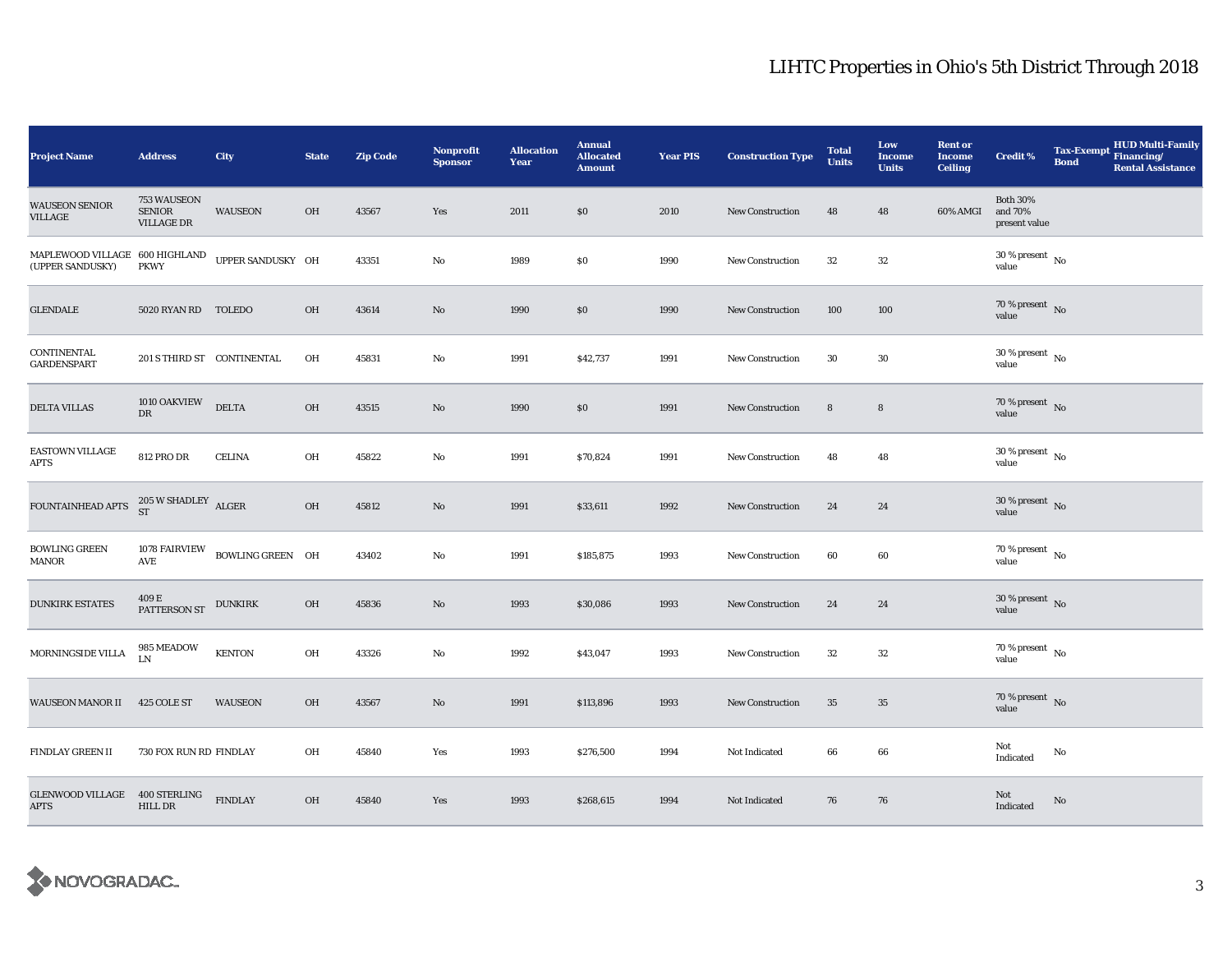## LIHTC Properties in Ohio's 5th District Through 2018

| Project Name | Address | City | State | Zip Code | Nonprofit Sponsor | Allocation Year | Annual Allocated Amount | Year PIS | Construction Type | Total Units | Low Income Units | Rent or Income Ceiling | Credit % | Tax-Exempt Bond | HUD Multi-Family Financing/ Rental Assistance |
|---|---|---|---|---|---|---|---|---|---|---|---|---|---|---|---|
| WAUSEON SENIOR VILLAGE | 753 WAUSEON SENIOR VILLAGE DR | WAUSEON | OH | 43567 | Yes | 2011 | $0 | 2010 | New Construction | 48 | 48 | 60% AMGI | Both 30% and 70% present value | | |
| MAPLEWOOD VILLAGE (UPPER SANDUSKY) | 600 HIGHLAND PKWY | UPPER SANDUSKY | OH | 43351 | No | 1989 | $0 | 1990 | New Construction | 32 | 32 | | 30 % present value | No | |
| GLENDALE | 5020 RYAN RD | TOLEDO | OH | 43614 | No | 1990 | $0 | 1990 | New Construction | 100 | 100 | | 70 % present value | No | |
| CONTINENTAL GARDENSPART | 201 S THIRD ST | CONTINENTAL | OH | 45831 | No | 1991 | $42,737 | 1991 | New Construction | 30 | 30 | | 30 % present value | No | |
| DELTA VILLAS | 1010 OAKVIEW DR | DELTA | OH | 43515 | No | 1990 | $0 | 1991 | New Construction | 8 | 8 | | 70 % present value | No | |
| EASTOWN VILLAGE APTS | 812 PRO DR | CELINA | OH | 45822 | No | 1991 | $70,824 | 1991 | New Construction | 48 | 48 | | 30 % present value | No | |
| FOUNTAINHEAD APTS | 205 W SHADLEY ST | ALGER | OH | 45812 | No | 1991 | $33,611 | 1992 | New Construction | 24 | 24 | | 30 % present value | No | |
| BOWLING GREEN MANOR | 1078 FAIRVIEW AVE | BOWLING GREEN | OH | 43402 | No | 1991 | $185,875 | 1993 | New Construction | 60 | 60 | | 70 % present value | No | |
| DUNKIRK ESTATES | 409 E PATTERSON ST | DUNKIRK | OH | 45836 | No | 1993 | $30,086 | 1993 | New Construction | 24 | 24 | | 30 % present value | No | |
| MORNINGSIDE VILLA | 985 MEADOW LN | KENTON | OH | 43326 | No | 1992 | $43,047 | 1993 | New Construction | 32 | 32 | | 70 % present value | No | |
| WAUSEON MANOR II | 425 COLE ST | WAUSEON | OH | 43567 | No | 1991 | $113,896 | 1993 | New Construction | 35 | 35 | | 70 % present value | No | |
| FINDLAY GREEN II | 730 FOX RUN RD | FINDLAY | OH | 45840 | Yes | 1993 | $276,500 | 1994 | Not Indicated | 66 | 66 | | Not Indicated | No | |
| GLENWOOD VILLAGE APTS | 400 STERLING HILL DR | FINDLAY | OH | 45840 | Yes | 1993 | $268,615 | 1994 | Not Indicated | 76 | 76 | | Not Indicated | No | |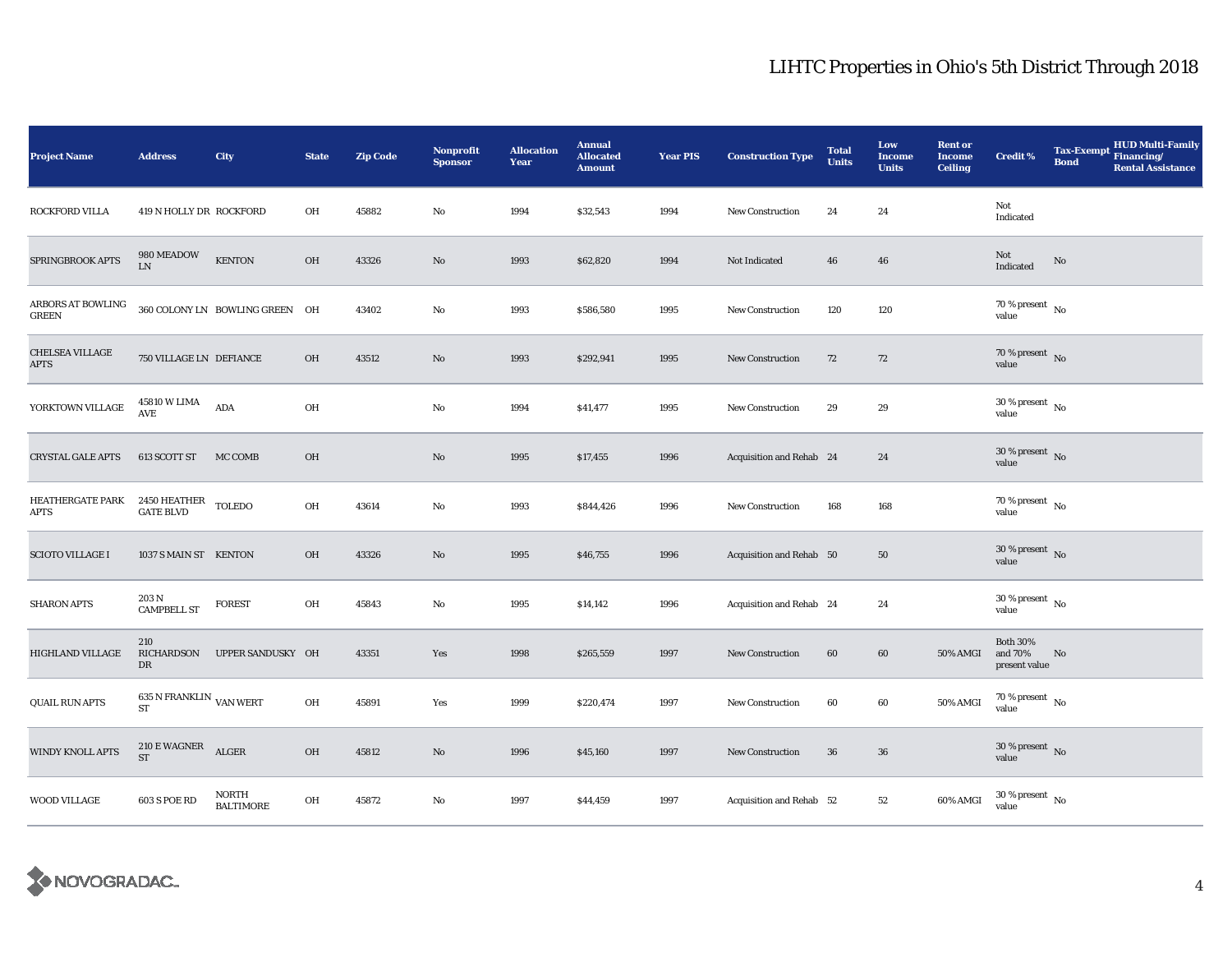# LIHTC Properties in Ohio's 5th District Through 2018

| Project Name | Address | City | State | Zip Code | Nonprofit Sponsor | Allocation Year | Annual Allocated Amount | Year PIS | Construction Type | Total Units | Low Income Units | Rent or Income Ceiling | Credit % | Tax-Exempt Bond | HUD Multi-Family Financing/ Rental Assistance |
|---|---|---|---|---|---|---|---|---|---|---|---|---|---|---|---|
| ROCKFORD VILLA | 419 N HOLLY DR | ROCKFORD | OH | 45882 | No | 1994 | $32,543 | 1994 | New Construction | 24 | 24 | | Not Indicated | | |
| SPRINGBROOK APTS | 980 MEADOW LN | KENTON | OH | 43326 | No | 1993 | $62,820 | 1994 | Not Indicated | 46 | 46 | | Not Indicated | No | |
| ARBORS AT BOWLING GREEN | 360 COLONY LN | BOWLING GREEN | OH | 43402 | No | 1993 | $586,580 | 1995 | New Construction | 120 | 120 | | 70 % present value | No | |
| CHELSEA VILLAGE APTS | 750 VILLAGE LN | DEFIANCE | OH | 43512 | No | 1993 | $292,941 | 1995 | New Construction | 72 | 72 | | 70 % present value | No | |
| YORKTOWN VILLAGE | 45810 W LIMA AVE | ADA | OH | | No | 1994 | $41,477 | 1995 | New Construction | 29 | 29 | | 30 % present value | No | |
| CRYSTAL GALE APTS | 613 SCOTT ST | MC COMB | OH | | No | 1995 | $17,455 | 1996 | Acquisition and Rehab | 24 | 24 | | 30 % present value | No | |
| HEATHERGATE PARK APTS | 2450 HEATHER GATE BLVD | TOLEDO | OH | 43614 | No | 1993 | $844,426 | 1996 | New Construction | 168 | 168 | | 70 % present value | No | |
| SCIOTO VILLAGE I | 1037 S MAIN ST | KENTON | OH | 43326 | No | 1995 | $46,755 | 1996 | Acquisition and Rehab | 50 | 50 | | 30 % present value | No | |
| SHARON APTS | 203 N CAMPBELL ST | FOREST | OH | 45843 | No | 1995 | $14,142 | 1996 | Acquisition and Rehab | 24 | 24 | | 30 % present value | No | |
| HIGHLAND VILLAGE | 210 RICHARDSON DR | UPPER SANDUSKY | OH | 43351 | Yes | 1998 | $265,559 | 1997 | New Construction | 60 | 60 | 50% AMGI | Both 30% and 70% present value | No | |
| QUAIL RUN APTS | 635 N FRANKLIN ST | VAN WERT | OH | 45891 | Yes | 1999 | $220,474 | 1997 | New Construction | 60 | 60 | 50% AMGI | 70 % present value | No | |
| WINDY KNOLL APTS | 210 E WAGNER ST | ALGER | OH | 45812 | No | 1996 | $45,160 | 1997 | New Construction | 36 | 36 | | 30 % present value | No | |
| WOOD VILLAGE | 603 S POE RD | NORTH BALTIMORE | OH | 45872 | No | 1997 | $44,459 | 1997 | Acquisition and Rehab | 52 | 52 | 60% AMGI | 30 % present value | No | |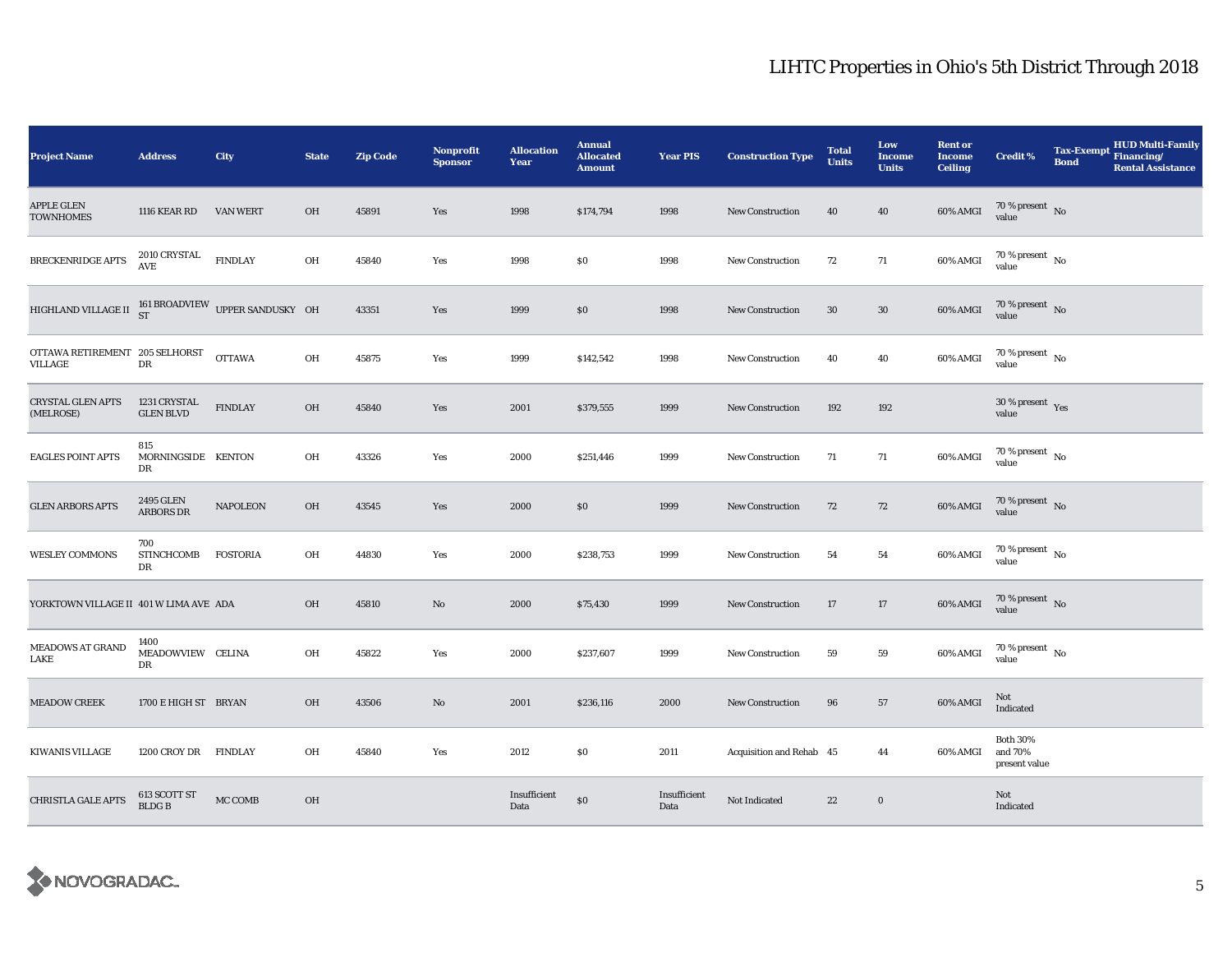# LIHTC Properties in Ohio's 5th District Through 2018

| Project Name | Address | City | State | Zip Code | Nonprofit Sponsor | Allocation Year | Annual Allocated Amount | Year PIS | Construction Type | Total Units | Low Income Units | Rent or Income Ceiling | Credit % | Tax-Exempt Bond | HUD Multi-Family Financing/ Rental Assistance |
|---|---|---|---|---|---|---|---|---|---|---|---|---|---|---|---|
| APPLE GLEN TOWNHOMES | 1116 KEAR RD | VAN WERT | OH | 45891 | Yes | 1998 | $174,794 | 1998 | New Construction | 40 | 40 | 60% AMGI | 70 % present value | No | |
| BRECKENRIDGE APTS | 2010 CRYSTAL AVE | FINDLAY | OH | 45840 | Yes | 1998 | $0 | 1998 | New Construction | 72 | 71 | 60% AMGI | 70 % present value | No | |
| HIGHLAND VILLAGE II | 161 BROADVIEW ST | UPPER SANDUSKY | OH | 43351 | Yes | 1999 | $0 | 1998 | New Construction | 30 | 30 | 60% AMGI | 70 % present value | No | |
| OTTAWA RETIREMENT VILLAGE | 205 SELHORST DR | OTTAWA | OH | 45875 | Yes | 1999 | $142,542 | 1998 | New Construction | 40 | 40 | 60% AMGI | 70 % present value | No | |
| CRYSTAL GLEN APTS (MELROSE) | 1231 CRYSTAL GLEN BLVD | FINDLAY | OH | 45840 | Yes | 2001 | $379,555 | 1999 | New Construction | 192 | 192 | | 30 % present value | Yes | |
| EAGLES POINT APTS | 815 MORNINGSIDE DR | KENTON | OH | 43326 | Yes | 2000 | $251,446 | 1999 | New Construction | 71 | 71 | 60% AMGI | 70 % present value | No | |
| GLEN ARBORS APTS | 2495 GLEN ARBORS DR | NAPOLEON | OH | 43545 | Yes | 2000 | $0 | 1999 | New Construction | 72 | 72 | 60% AMGI | 70 % present value | No | |
| WESLEY COMMONS | 700 STINCHCOMB DR | FOSTORIA | OH | 44830 | Yes | 2000 | $238,753 | 1999 | New Construction | 54 | 54 | 60% AMGI | 70 % present value | No | |
| YORKTOWN VILLAGE II | 401 W LIMA AVE | ADA | OH | 45810 | No | 2000 | $75,430 | 1999 | New Construction | 17 | 17 | 60% AMGI | 70 % present value | No | |
| MEADOWS AT GRAND LAKE | 1400 MEADOWVIEW DR | CELINA | OH | 45822 | Yes | 2000 | $237,607 | 1999 | New Construction | 59 | 59 | 60% AMGI | 70 % present value | No | |
| MEADOW CREEK | 1700 E HIGH ST | BRYAN | OH | 43506 | No | 2001 | $236,116 | 2000 | New Construction | 96 | 57 | 60% AMGI | Not Indicated | | |
| KIWANIS VILLAGE | 1200 CROY DR | FINDLAY | OH | 45840 | Yes | 2012 | $0 | 2011 | Acquisition and Rehab | 45 | 44 | 60% AMGI | Both 30% and 70% present value | | |
| CHRISTLA GALE APTS | 613 SCOTT ST BLDG B | MC COMB | OH | | | Insufficient Data | $0 | Insufficient Data | Not Indicated | 22 | 0 | | Not Indicated | | |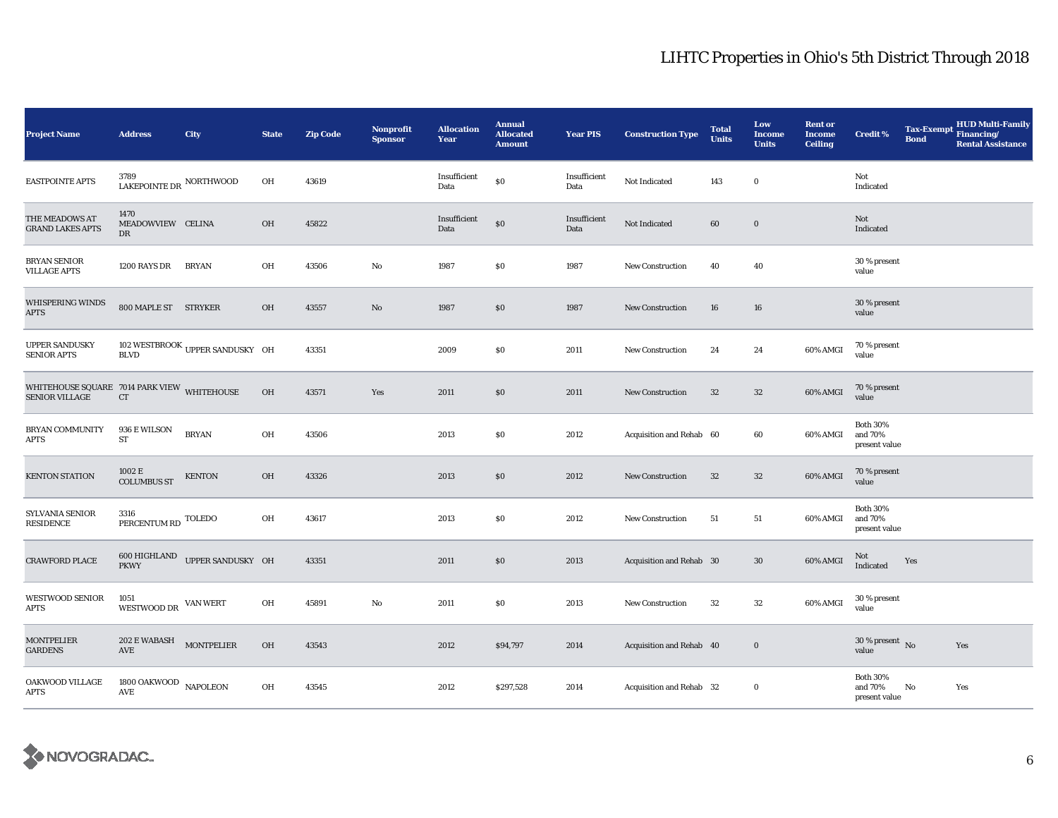# LIHTC Properties in Ohio's 5th District Through 2018

| Project Name | Address | City | State | Zip Code | Nonprofit Sponsor | Allocation Year | Annual Allocated Amount | Year PIS | Construction Type | Total Units | Low Income Units | Rent or Income Ceiling | Credit % | Tax-Exempt Bond | HUD Multi-Family Financing/ Rental Assistance |
|---|---|---|---|---|---|---|---|---|---|---|---|---|---|---|---|
| EASTPOINTE APTS | 3789 LAKEPOINTE DR | NORTHWOOD | OH | 43619 | | Insufficient Data | $0 | Insufficient Data | Not Indicated | 143 | 0 | | Not Indicated | | |
| THE MEADOWS AT GRAND LAKES APTS | 1470 MEADOWVIEW DR | CELINA | OH | 45822 | | Insufficient Data | $0 | Insufficient Data | Not Indicated | 60 | 0 | | Not Indicated | | |
| BRYAN SENIOR VILLAGE APTS | 1200 RAYS DR | BRYAN | OH | 43506 | No | 1987 | $0 | 1987 | New Construction | 40 | 40 | | 30 % present value | | |
| WHISPERING WINDS APTS | 800 MAPLE ST | STRYKER | OH | 43557 | No | 1987 | $0 | 1987 | New Construction | 16 | 16 | | 30 % present value | | |
| UPPER SANDUSKY SENIOR APTS | 102 WESTBROOK BLVD | UPPER SANDUSKY | OH | 43351 | | 2009 | $0 | 2011 | New Construction | 24 | 24 | 60% AMGI | 70 % present value | | |
| WHITEHOUSE SQUARE SENIOR VILLAGE | 7014 PARK VIEW CT | WHITEHOUSE | OH | 43571 | Yes | 2011 | $0 | 2011 | New Construction | 32 | 32 | 60% AMGI | 70 % present value | | |
| BRYAN COMMUNITY APTS | 936 E WILSON ST | BRYAN | OH | 43506 | | 2013 | $0 | 2012 | Acquisition and Rehab | 60 | 60 | 60% AMGI | Both 30% and 70% present value | | |
| KENTON STATION | 1002 E COLUMBUS ST | KENTON | OH | 43326 | | 2013 | $0 | 2012 | New Construction | 32 | 32 | 60% AMGI | 70 % present value | | |
| SYLVANIA SENIOR RESIDENCE | 3316 PERCENTUM RD | TOLEDO | OH | 43617 | | 2013 | $0 | 2012 | New Construction | 51 | 51 | 60% AMGI | Both 30% and 70% present value | | |
| CRAWFORD PLACE | 600 HIGHLAND PKWY | UPPER SANDUSKY | OH | 43351 | | 2011 | $0 | 2013 | Acquisition and Rehab | 30 | 30 | 60% AMGI | Not Indicated | Yes | |
| WESTWOOD SENIOR APTS | 1051 WESTWOOD DR | VAN WERT | OH | 45891 | No | 2011 | $0 | 2013 | New Construction | 32 | 32 | 60% AMGI | 30 % present value | | |
| MONTPELIER GARDENS | 202 E WABASH AVE | MONTPELIER | OH | 43543 | | 2012 | $94,797 | 2014 | Acquisition and Rehab | 40 | 0 | | 30 % present value | No | Yes |
| OAKWOOD VILLAGE APTS | 1800 OAKWOOD AVE | NAPOLEON | OH | 43545 | | 2012 | $297,528 | 2014 | Acquisition and Rehab | 32 | 0 | | Both 30% and 70% present value | No | Yes |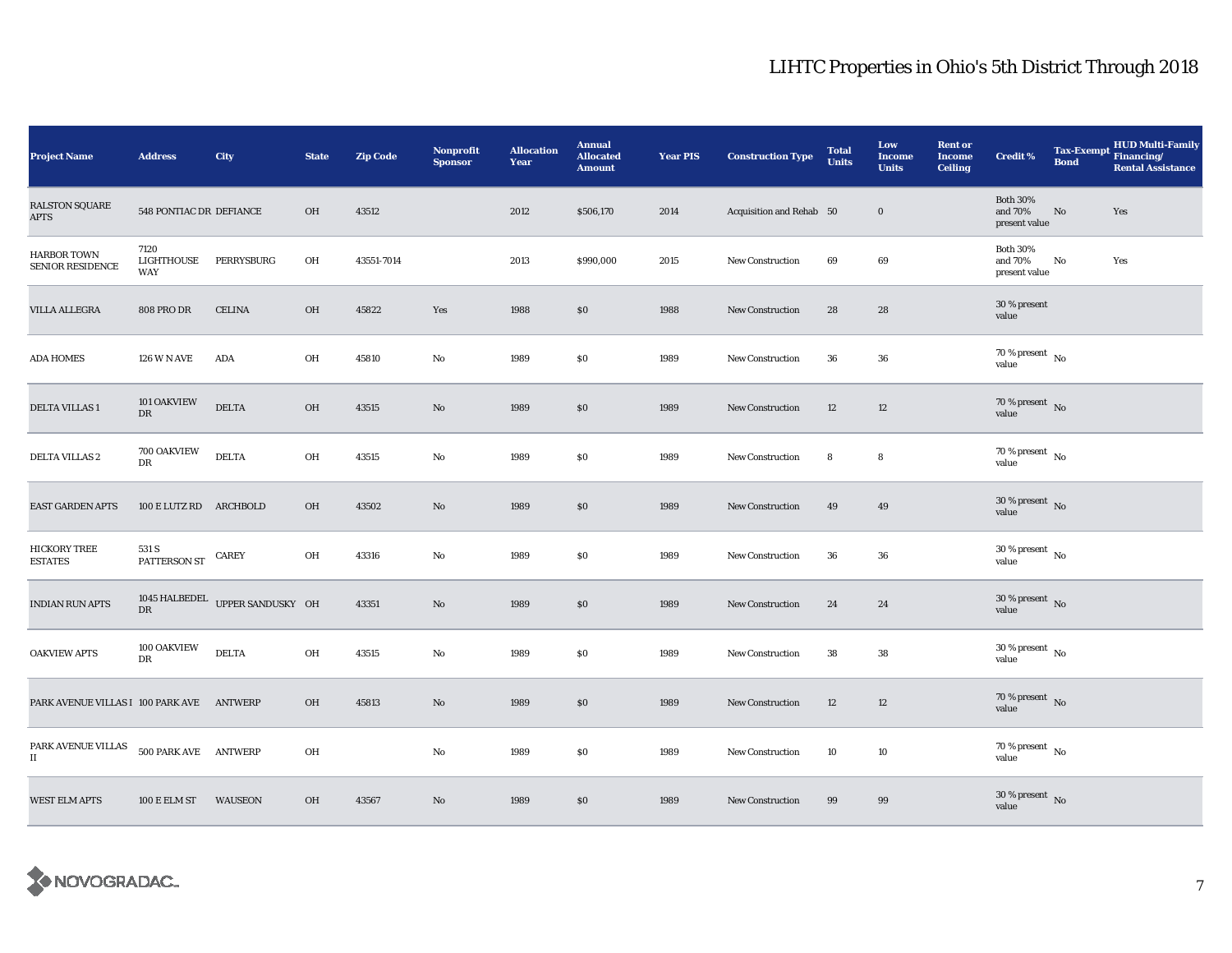# LIHTC Properties in Ohio's 5th District Through 2018

| Project Name | Address | City | State | Zip Code | Nonprofit Sponsor | Allocation Year | Annual Allocated Amount | Year PIS | Construction Type | Total Units | Low Income Units | Rent or Income Ceiling | Credit % | Tax-Exempt Bond | HUD Multi-Family Financing/ Rental Assistance |
|---|---|---|---|---|---|---|---|---|---|---|---|---|---|---|---|
| RALSTON SQUARE APTS | 548 PONTIAC DR | DEFIANCE | OH | 43512 | | 2012 | $506,170 | 2014 | Acquisition and Rehab | 50 | 0 | | Both 30% and 70% present value | No | Yes |
| HARBOR TOWN SENIOR RESIDENCE | 7120 LIGHTHOUSE WAY | PERRYSBURG | OH | 43551-7014 | | 2013 | $990,000 | 2015 | New Construction | 69 | 69 | | Both 30% and 70% present value | No | Yes |
| VILLA ALLEGRA | 808 PRO DR | CELINA | OH | 45822 | Yes | 1988 | $0 | 1988 | New Construction | 28 | 28 | | 30 % present value | | |
| ADA HOMES | 126 W N AVE | ADA | OH | 45810 | No | 1989 | $0 | 1989 | New Construction | 36 | 36 | | 70 % present value | No | |
| DELTA VILLAS 1 | 101 OAKVIEW DR | DELTA | OH | 43515 | No | 1989 | $0 | 1989 | New Construction | 12 | 12 | | 70 % present value | No | |
| DELTA VILLAS 2 | 700 OAKVIEW DR | DELTA | OH | 43515 | No | 1989 | $0 | 1989 | New Construction | 8 | 8 | | 70 % present value | No | |
| EAST GARDEN APTS | 100 E LUTZ RD | ARCHBOLD | OH | 43502 | No | 1989 | $0 | 1989 | New Construction | 49 | 49 | | 30 % present value | No | |
| HICKORY TREE ESTATES | 531 S PATTERSON ST | CAREY | OH | 43316 | No | 1989 | $0 | 1989 | New Construction | 36 | 36 | | 30 % present value | No | |
| INDIAN RUN APTS | 1045 HALBEDEL DR | UPPER SANDUSKY | OH | 43351 | No | 1989 | $0 | 1989 | New Construction | 24 | 24 | | 30 % present value | No | |
| OAKVIEW APTS | 100 OAKVIEW DR | DELTA | OH | 43515 | No | 1989 | $0 | 1989 | New Construction | 38 | 38 | | 30 % present value | No | |
| PARK AVENUE VILLAS I | 100 PARK AVE | ANTWERP | OH | 45813 | No | 1989 | $0 | 1989 | New Construction | 12 | 12 | | 70 % present value | No | |
| PARK AVENUE VILLAS II | 500 PARK AVE | ANTWERP | OH | | No | 1989 | $0 | 1989 | New Construction | 10 | 10 | | 70 % present value | No | |
| WEST ELM APTS | 100 E ELM ST | WAUSEON | OH | 43567 | No | 1989 | $0 | 1989 | New Construction | 99 | 99 | | 30 % present value | No | |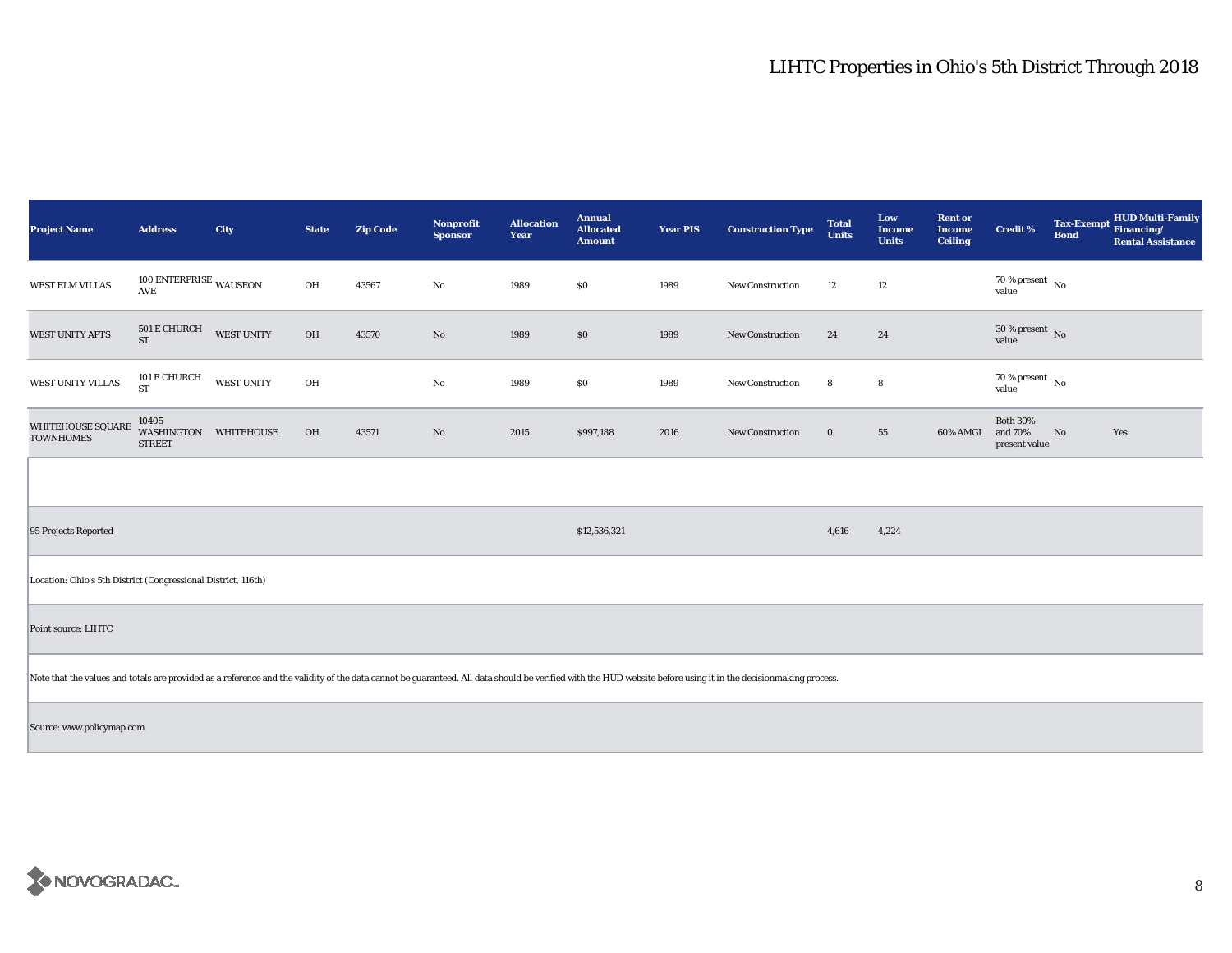# LIHTC Properties in Ohio's 5th District Through 2018

| Project Name | Address | City | State | Zip Code | Nonprofit Sponsor | Allocation Year | Annual Allocated Amount | Year PIS | Construction Type | Total Units | Low Income Units | Rent or Income Ceiling | Credit % | Tax-Exempt Bond | HUD Multi-Family Financing/ Rental Assistance |
|---|---|---|---|---|---|---|---|---|---|---|---|---|---|---|---|
| WEST ELM VILLAS | 100 ENTERPRISE AVE | WAUSEON | OH | 43567 | No | 1989 | $0 | 1989 | New Construction | 12 | 12 | | 70 % present value | No | |
| WEST UNITY APTS | 501 E CHURCH ST | WEST UNITY | OH | 43570 | No | 1989 | $0 | 1989 | New Construction | 24 | 24 | | 30 % present value | No | |
| WEST UNITY VILLAS | 101 E CHURCH ST | WEST UNITY | OH | | No | 1989 | $0 | 1989 | New Construction | 8 | 8 | | 70 % present value | No | |
| WHITEHOUSE SQUARE TOWNHOMES | 10405 WASHINGTON STREET | WHITEHOUSE | OH | 43571 | No | 2015 | $997,188 | 2016 | New Construction | 0 | 55 | 60% AMGI | Both 30% and 70% present value | No | Yes |
| | | | | | | | | | | | | | | | |
| 95 Projects Reported | | | | | | | $12,536,321 | | | 4,616 | 4,224 | | | | |

Location: Ohio's 5th District (Congressional District, 116th)

Point source: LIHTC

Note that the values and totals are provided as a reference and the validity of the data cannot be guaranteed. All data should be verified with the HUD website before using it in the decisionmaking process.

Source: www.policymap.com